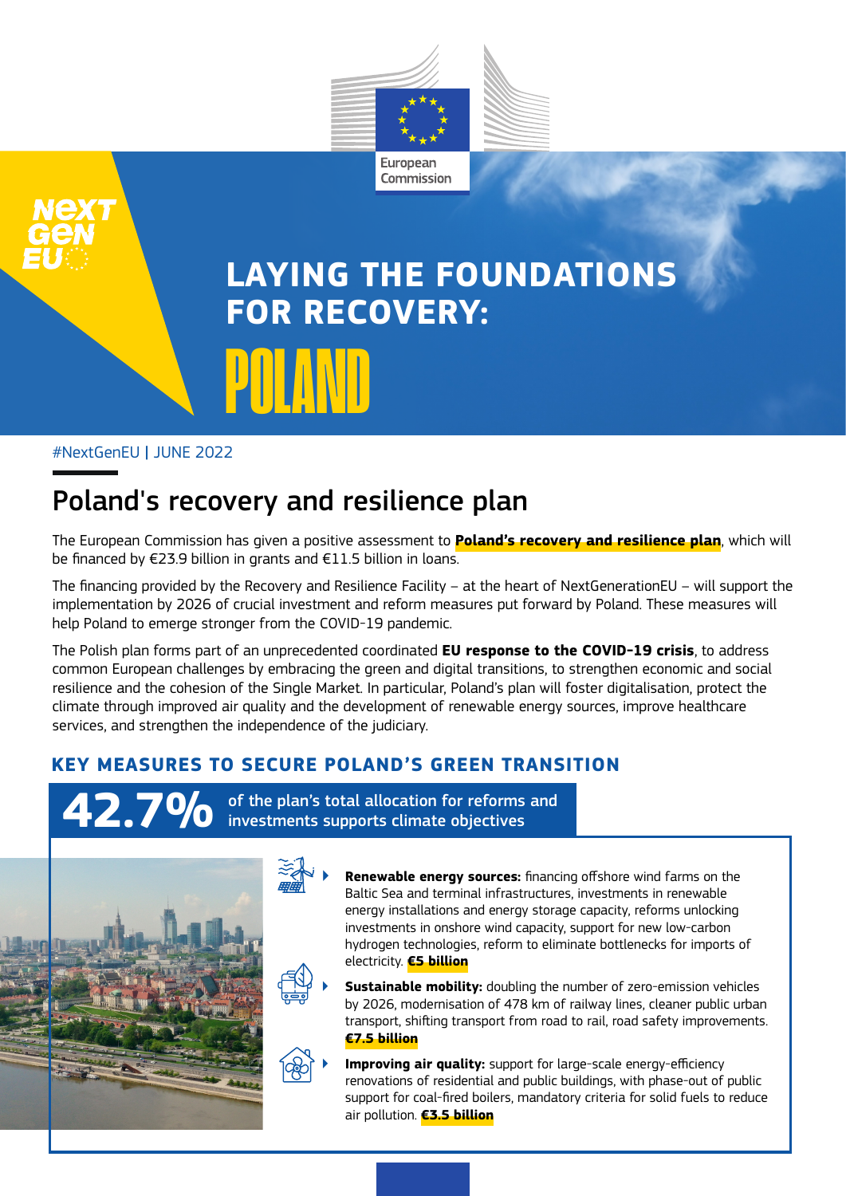# LAYING THE FOUNDATIONS FOR RECOVERY: POLAND

#NextGenEU | JUNE 2022

## Poland's recovery and resilience plan

The European Commission has given a positive assessment to **Poland's recovery and resilience plan**, which will be financed by €23.9 billion in grants and €11.5 billion in loans.

The financing provided by the Recovery and Resilience Facility – at the heart of NextGenerationEU – will support the implementation by 2026 of crucial investment and reform measures put forward by Poland. These measures will help Poland to emerge stronger from the COVID-19 pandemic.

The Polish plan forms part of an unprecedented coordinated **EU response to the COVID-19 crisis**, to address common European challenges by embracing the green and digital transitions, to strengthen economic and social resilience and the cohesion of the Single Market. In particular, Poland's plan will foster digitalisation, protect the climate through improved air quality and the development of renewable energy sources, improve healthcare services, and strengthen the independence of the judiciary.

### KEY MEASURES TO SECURE POLAND'S GREEN TRANSITION

**42.7%** of the plan's total allocation for reforms and investments supports climate objectives

- **Renewable energy sources:** financing offshore wind farms on the Baltic Sea and terminal infrastructures, investments in renewable energy installations and energy storage capacity, reforms unlocking investments in onshore wind capacity, support for new low-carbon hydrogen technologies, reform to eliminate bottlenecks for imports of electricity. **€5 billion**
- **Sustainable mobility:** doubling the number of zero-emission vehicles by 2026, modernisation of 478 km of railway lines, cleaner public urban transport, shifting transport from road to rail, road safety improvements. **€7.5 billion**
- **Improving air quality:** support for large-scale energy-efficiency renovations of residential and public buildings, with phase-out of public support for coal-fired boilers, mandatory criteria for solid fuels to reduce air pollution. **€3.5 billion**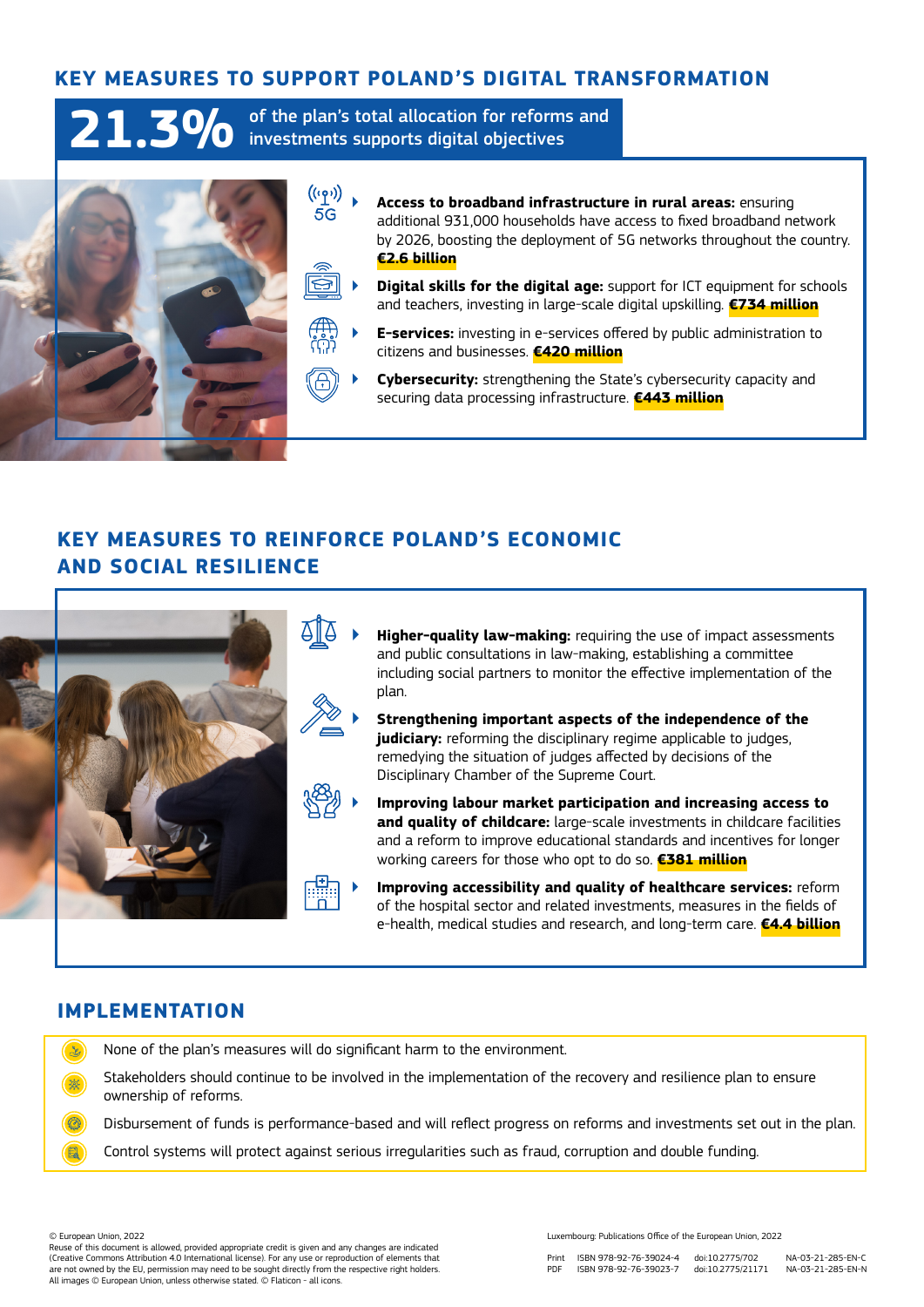## KEY MEASURES TO SUPPORT POLAND'S DIGITAL TRANSFORMATION

**21.3%** of the plan's total allocation for reforms and investments supports digital objectives

- **Access to broadband infrastructure in rural areas:** ensuring additional 931,000 households have access to fixed broadband network by 2026, boosting the deployment of 5G networks throughout the country. **€2.6 billion**
- **Digital skills for the digital age:** support for ICT equipment for schools and teachers, investing in large-scale digital upskilling. **€734 million**
- **E-services:** investing in e-services offered by public administration to citizens and businesses. **€420 million**
- **Cybersecurity:** strengthening the State's cybersecurity capacity and securing data processing infrastructure. **€443 million**

## KEY MEASURES TO REINFORCE POLAND'S ECONOMIC AND SOCIAL RESILIENCE

- **Higher-quality law-making:** requiring the use of impact assessments and public consultations in law-making, establishing a committee including social partners to monitor the effective implementation of the plan.
- **Strengthening important aspects of the independence of the judiciary:** reforming the disciplinary regime applicable to judges, remedying the situation of judges affected by decisions of the Disciplinary Chamber of the Supreme Court.
- **Improving labour market participation and increasing access to and quality of childcare:** large-scale investments in childcare facilities and a reform to improve educational standards and incentives for longer working careers for those who opt to do so. **€381 million**
- **Improving accessibility and quality of healthcare services:** reform of the hospital sector and related investments, measures in the fields of e-health, medical studies and research, and long-term care. **€4.4 billion**

## IMPLEMENTATION

- None of the plan's measures will do significant harm to the environment.
- Stakeholders should continue to be involved in the implementation of the recovery and resilience plan to ensure ownership of reforms.
- Disbursement of funds is performance-based and will reflect progress on reforms and investments set out in the plan.
- Control systems will protect against serious irregularities such as fraud, corruption and double funding.

© European Union, 2022
Reuse of this document is allowed, provided appropriate credit is given and any changes are indicated (Creative Commons Attribution 4.0 International license). For any use or reproduction of elements that are not owned by the EU, permission may need to be sought directly from the respective right holders. All images © European Union, unless otherwise stated. © Flaticon - all icons.

Luxembourg: Publications Office of the European Union, 2022

| | | | |
|---|---|---|---|
| Print | ISBN 978-92-76-39024-4 | doi:10.2775/702 | NA-03-21-285-EN-C |
| PDF | ISBN 978-92-76-39023-7 | doi:10.2775/21171 | NA-03-21-285-EN-N |